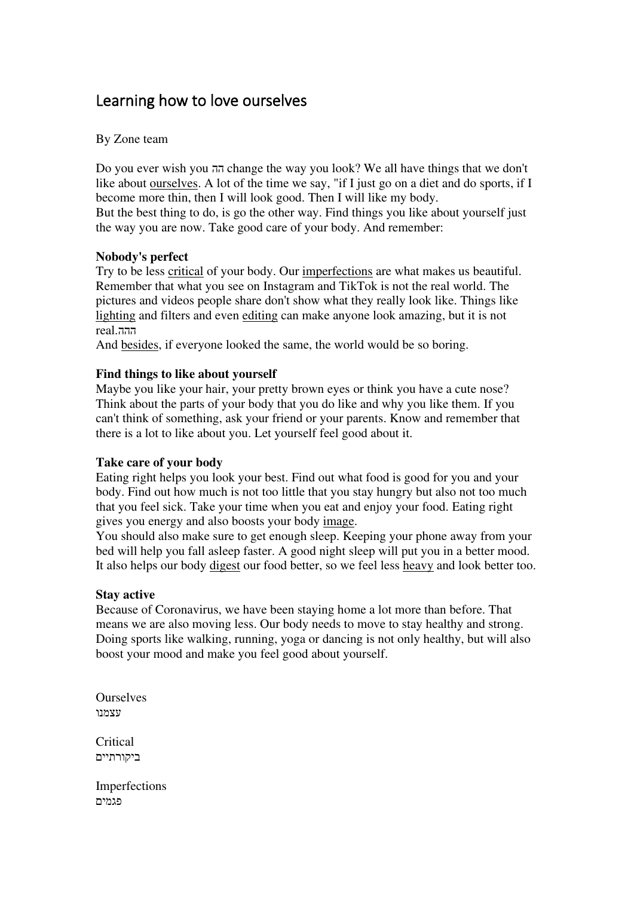# Learning how to love ourselves

By Zone team

Do you ever wish you הה change the way you look? We all have things that we don't like about ourselves. A lot of the time we say, "if I just go on a diet and do sports, if I become more thin, then I will look good. Then I will like my body.
But the best thing to do, is go the other way. Find things you like about yourself just the way you are now. Take good care of your body. And remember:

**Nobody's perfect**
Try to be less critical of your body. Our imperfections are what makes us beautiful. Remember that what you see on Instagram and TikTok is not the real world. The pictures and videos people share don't show what they really look like. Things like lighting and filters and even editing can make anyone look amazing, but it is not real.ההה
And besides, if everyone looked the same, the world would be so boring.

**Find things to like about yourself**
Maybe you like your hair, your pretty brown eyes or think you have a cute nose? Think about the parts of your body that you do like and why you like them. If you can't think of something, ask your friend or your parents. Know and remember that there is a lot to like about you. Let yourself feel good about it.

**Take care of your body**
Eating right helps you look your best. Find out what food is good for you and your body. Find out how much is not too little that you stay hungry but also not too much that you feel sick. Take your time when you eat and enjoy your food. Eating right gives you energy and also boosts your body image.
You should also make sure to get enough sleep. Keeping your phone away from your bed will help you fall asleep faster. A good night sleep will put you in a better mood. It also helps our body digest our food better, so we feel less heavy and look better too.

**Stay active**
Because of Coronavirus, we have been staying home a lot more than before. That means we are also moving less. Our body needs to move to stay healthy and strong. Doing sports like walking, running, yoga or dancing is not only healthy, but will also boost your mood and make you feel good about yourself.

Ourselves
עצמנו

Critical
ביקורתיים

Imperfections
פגמים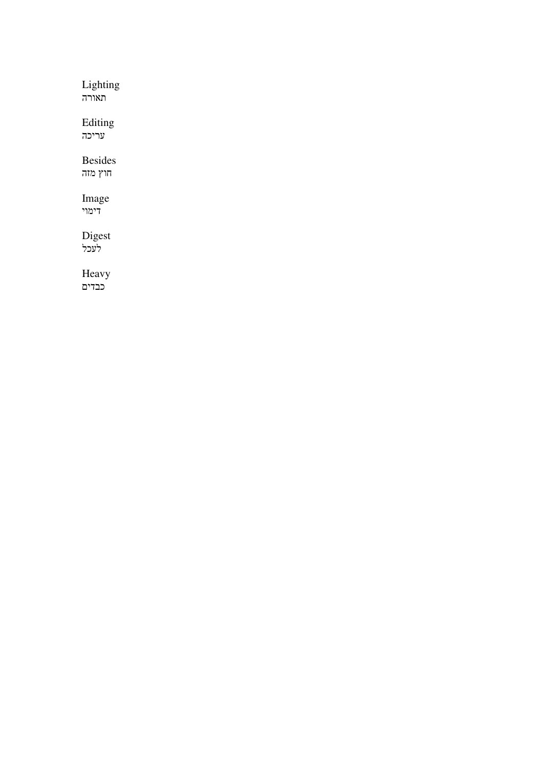Lighting
תאורה

Editing
עריכה

Besides
חוץ מזה

Image
דימוי

Digest
לעכל

Heavy
כבדים